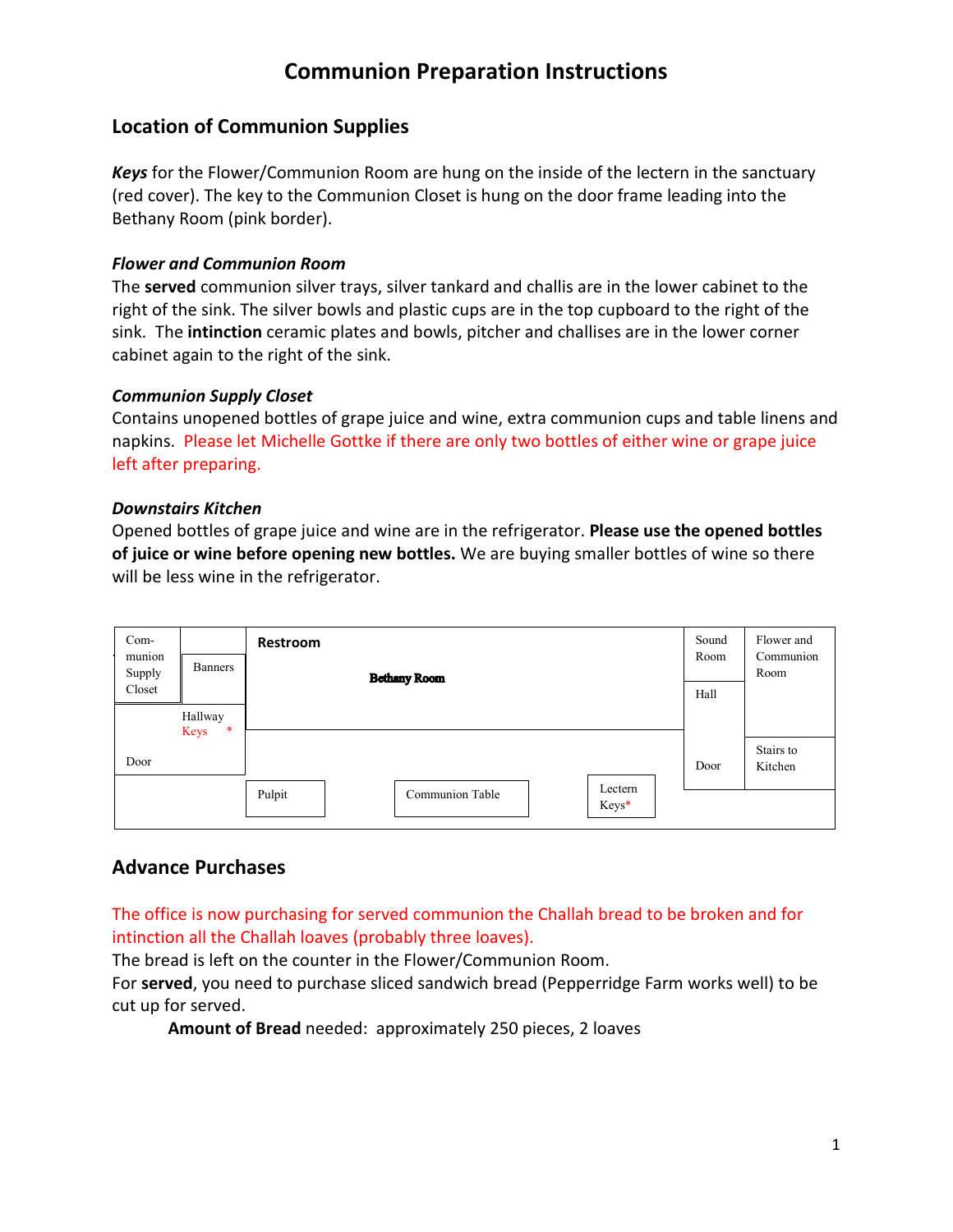# Communion Preparation Instructions

## Location of Communion Supplies

***Keys*** for the Flower/Communion Room are hung on the inside of the lectern in the sanctuary (red cover). The key to the Communion Closet is hung on the door frame leading into the Bethany Room (pink border).

### *Flower and Communion Room*

The **served** communion silver trays, silver tankard and challis are in the lower cabinet to the right of the sink. The silver bowls and plastic cups are in the top cupboard to the right of the sink. The **intinction** ceramic plates and bowls, pitcher and challises are in the lower corner cabinet again to the right of the sink.

### *Communion Supply Closet*

Contains unopened bottles of grape juice and wine, extra communion cups and table linens and napkins. Please let Michelle Gottke if there are only two bottles of either wine or grape juice left after preparing.

### *Downstairs Kitchen*

Opened bottles of grape juice and wine are in the refrigerator. **Please use the opened bottles of juice or wine before opening new bottles.** We are buying smaller bottles of wine so there will be less wine in the refrigerator.

Com-munion Supply Closet | Banners | Restroom | Bethany Room | Sound Room | Flower and Communion Room | Hallway | Keys * | Hall | Door | Door | Stairs to Kitchen | Pulpit | Communion Table | Lectern Keys*

## Advance Purchases

The office is now purchasing for served communion the Challah bread to be broken and for intinction all the Challah loaves (probably three loaves).

The bread is left on the counter in the Flower/Communion Room.

For **served**, you need to purchase sliced sandwich bread (Pepperidge Farm works well) to be cut up for served.

**Amount of Bread** needed: approximately 250 pieces, 2 loaves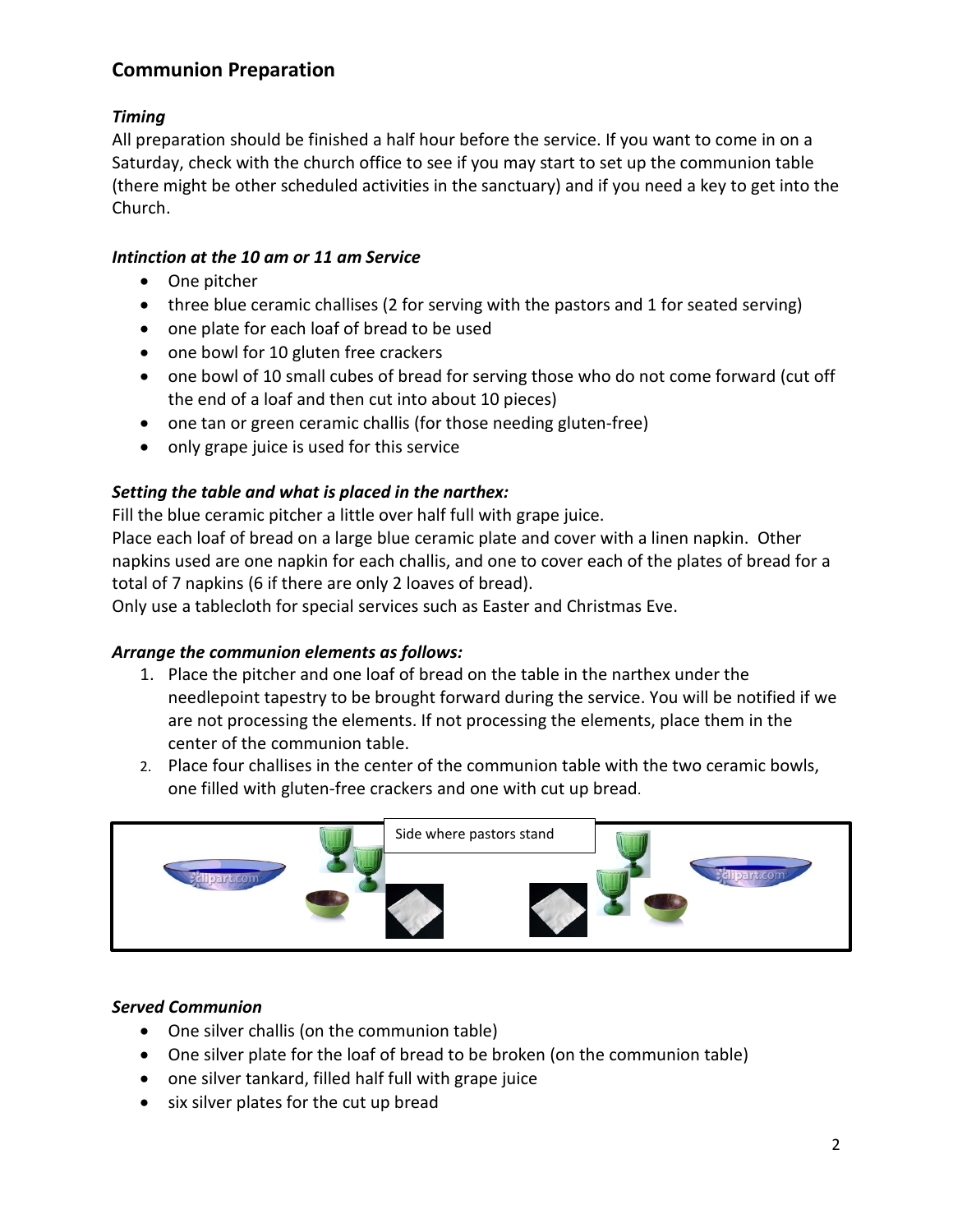## Communion Preparation

### *Timing*

All preparation should be finished a half hour before the service. If you want to come in on a Saturday, check with the church office to see if you may start to set up the communion table (there might be other scheduled activities in the sanctuary) and if you need a key to get into the Church.

### *Intinction at the 10 am or 11 am Service*

- One pitcher
- three blue ceramic challises (2 for serving with the pastors and 1 for seated serving)
- one plate for each loaf of bread to be used
- one bowl for 10 gluten free crackers
- one bowl of 10 small cubes of bread for serving those who do not come forward (cut off the end of a loaf and then cut into about 10 pieces)
- one tan or green ceramic challis (for those needing gluten-free)
- only grape juice is used for this service

### *Setting the table and what is placed in the narthex:*

Fill the blue ceramic pitcher a little over half full with grape juice.
Place each loaf of bread on a large blue ceramic plate and cover with a linen napkin. Other napkins used are one napkin for each challis, and one to cover each of the plates of bread for a total of 7 napkins (6 if there are only 2 loaves of bread).
Only use a tablecloth for special services such as Easter and Christmas Eve.

### *Arrange the communion elements as follows:*

1. Place the pitcher and one loaf of bread on the table in the narthex under the needlepoint tapestry to be brought forward during the service. You will be notified if we are not processing the elements. If not processing the elements, place them in the center of the communion table.
2. Place four challises in the center of the communion table with the two ceramic bowls, one filled with gluten-free crackers and one with cut up bread.

Side where pastors stand

### *Served Communion*

- One silver challis (on the communion table)
- One silver plate for the loaf of bread to be broken (on the communion table)
- one silver tankard, filled half full with grape juice
- six silver plates for the cut up bread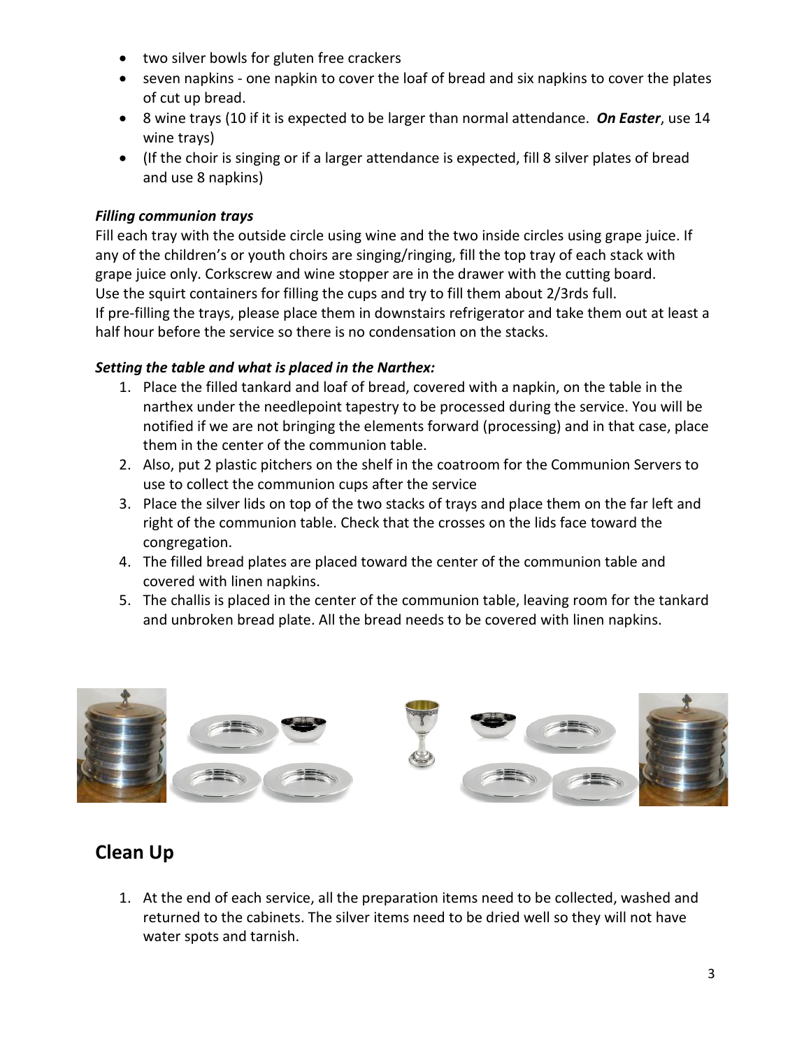- two silver bowls for gluten free crackers
- seven napkins - one napkin to cover the loaf of bread and six napkins to cover the plates of cut up bread.
- 8 wine trays (10 if it is expected to be larger than normal attendance. ***On Easter***, use 14 wine trays)
- (If the choir is singing or if a larger attendance is expected, fill 8 silver plates of bread and use 8 napkins)

***Filling communion trays***

Fill each tray with the outside circle using wine and the two inside circles using grape juice. If any of the children's or youth choirs are singing/ringing, fill the top tray of each stack with grape juice only. Corkscrew and wine stopper are in the drawer with the cutting board.
Use the squirt containers for filling the cups and try to fill them about 2/3rds full.
If pre-filling the trays, please place them in downstairs refrigerator and take them out at least a half hour before the service so there is no condensation on the stacks.

***Setting the table and what is placed in the Narthex:***

1. Place the filled tankard and loaf of bread, covered with a napkin, on the table in the narthex under the needlepoint tapestry to be processed during the service. You will be notified if we are not bringing the elements forward (processing) and in that case, place them in the center of the communion table.
2. Also, put 2 plastic pitchers on the shelf in the coatroom for the Communion Servers to use to collect the communion cups after the service
3. Place the silver lids on top of the two stacks of trays and place them on the far left and right of the communion table. Check that the crosses on the lids face toward the congregation.
4. The filled bread plates are placed toward the center of the communion table and covered with linen napkins.
5. The challis is placed in the center of the communion table, leaving room for the tankard and unbroken bread plate. All the bread needs to be covered with linen napkins.

## Clean Up

1. At the end of each service, all the preparation items need to be collected, washed and returned to the cabinets. The silver items need to be dried well so they will not have water spots and tarnish.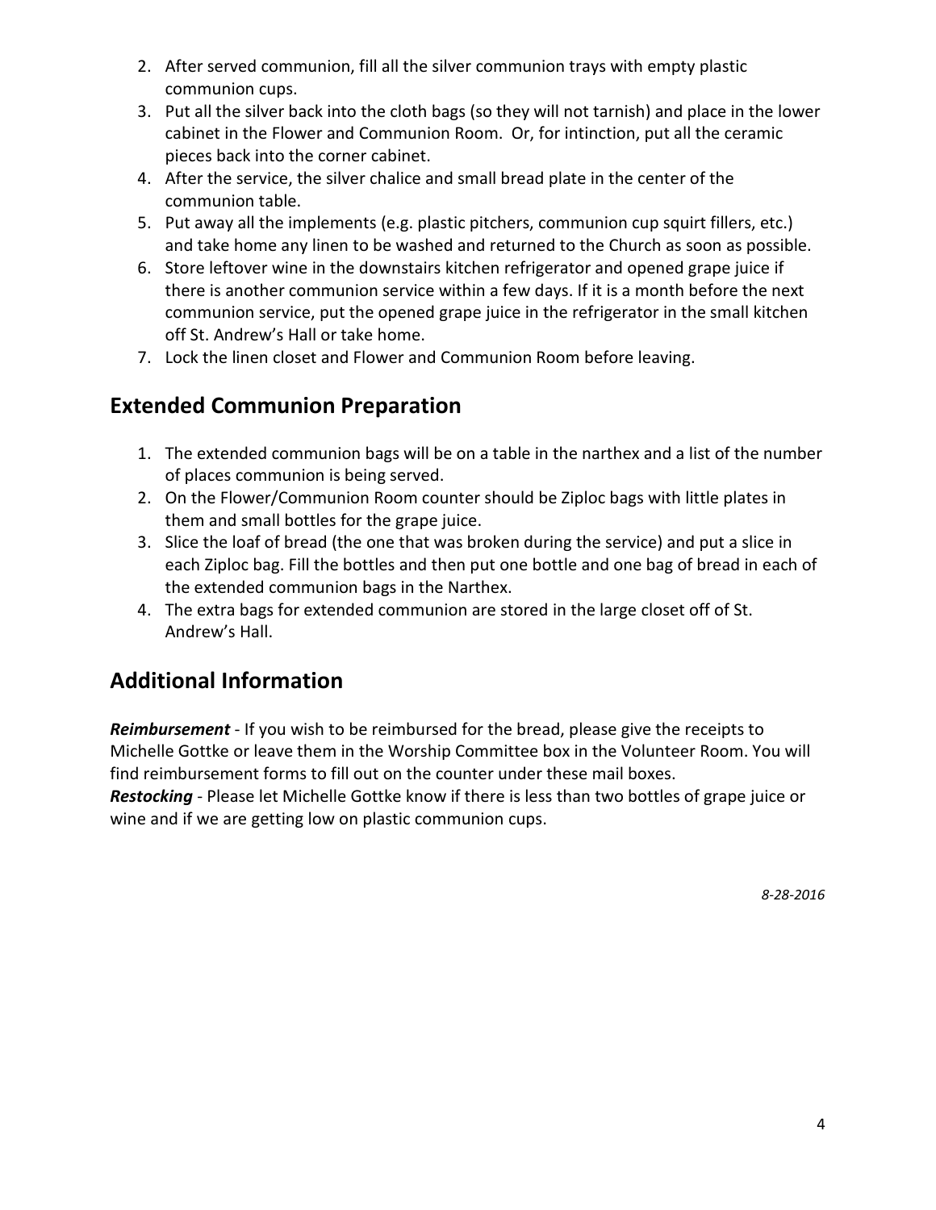2. After served communion, fill all the silver communion trays with empty plastic communion cups.
3. Put all the silver back into the cloth bags (so they will not tarnish) and place in the lower cabinet in the Flower and Communion Room. Or, for intinction, put all the ceramic pieces back into the corner cabinet.
4. After the service, the silver chalice and small bread plate in the center of the communion table.
5. Put away all the implements (e.g. plastic pitchers, communion cup squirt fillers, etc.) and take home any linen to be washed and returned to the Church as soon as possible.
6. Store leftover wine in the downstairs kitchen refrigerator and opened grape juice if there is another communion service within a few days. If it is a month before the next communion service, put the opened grape juice in the refrigerator in the small kitchen off St. Andrew's Hall or take home.
7. Lock the linen closet and Flower and Communion Room before leaving.

## Extended Communion Preparation

1. The extended communion bags will be on a table in the narthex and a list of the number of places communion is being served.
2. On the Flower/Communion Room counter should be Ziploc bags with little plates in them and small bottles for the grape juice.
3. Slice the loaf of bread (the one that was broken during the service) and put a slice in each Ziploc bag. Fill the bottles and then put one bottle and one bag of bread in each of the extended communion bags in the Narthex.
4. The extra bags for extended communion are stored in the large closet off of St. Andrew's Hall.

## Additional Information

***Reimbursement*** - If you wish to be reimbursed for the bread, please give the receipts to Michelle Gottke or leave them in the Worship Committee box in the Volunteer Room. You will find reimbursement forms to fill out on the counter under these mail boxes.
***Restocking*** - Please let Michelle Gottke know if there is less than two bottles of grape juice or wine and if we are getting low on plastic communion cups.

*8-28-2016*